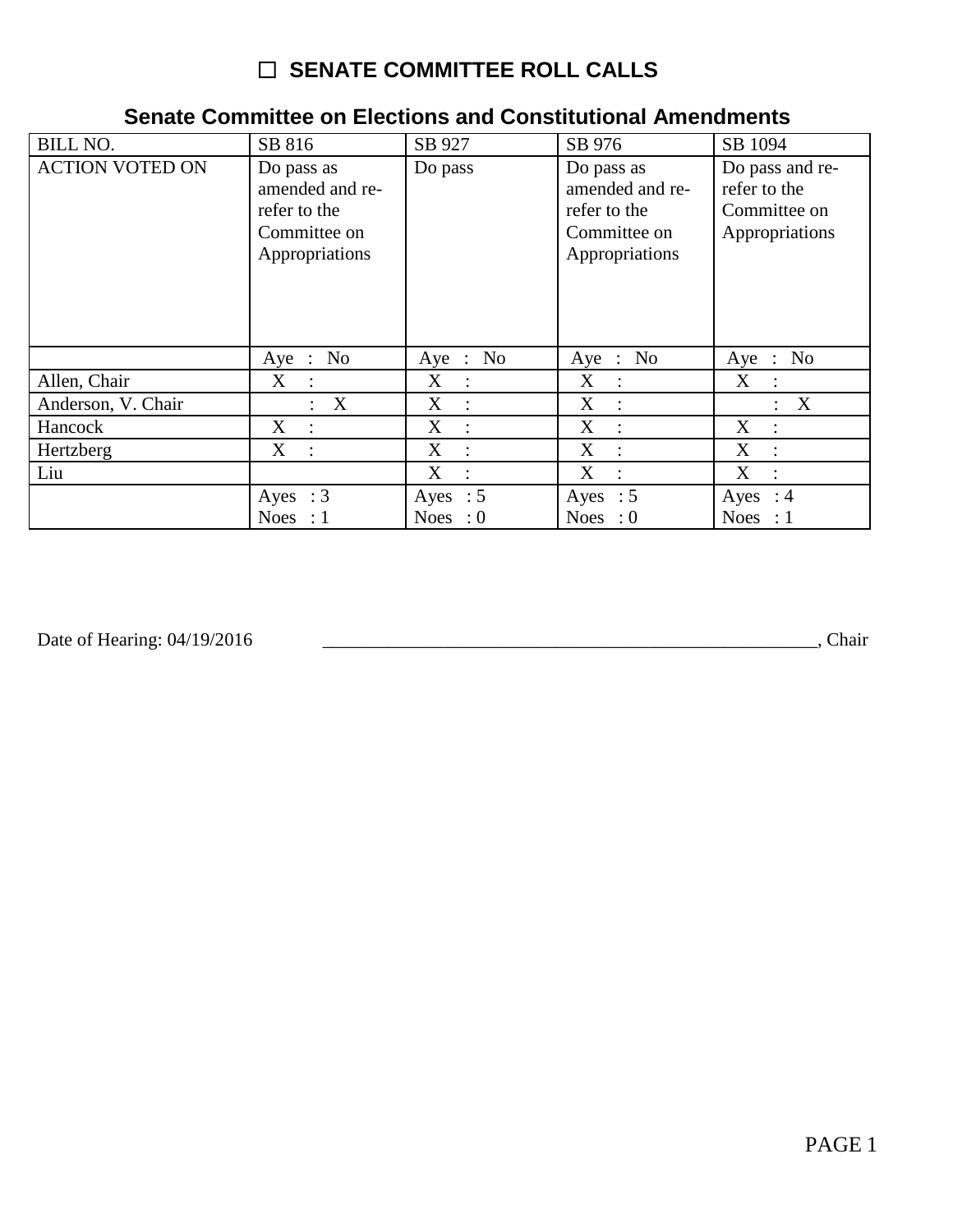# ☐ SENATE COMMITTEE ROLL CALLS

## Senate Committee on Elections and Constitutional Amendments

| BILL NO. | SB 816 | SB 927 | SB 976 | SB 1094 |
|---|---|---|---|---|
| ACTION VOTED ON | Do pass as amended and re-refer to the Committee on Appropriations | Do pass | Do pass as amended and re-refer to the Committee on Appropriations | Do pass and re-refer to the Committee on Appropriations |
| | Aye : No | Aye : No | Aye : No | Aye : No |
| Allen, Chair | X : | X : | X : | X : |
| Anderson, V. Chair | : X | X : | X : | : X |
| Hancock | X : | X : | X : | X : |
| Hertzberg | X : | X : | X : | X : |
| Liu | | X : | X : | X : |
| | Ayes : 3<br>Noes : 1 | Ayes : 5<br>Noes : 0 | Ayes : 5<br>Noes : 0 | Ayes : 4<br>Noes : 1 |

Date of Hearing: 04/19/2016 _______________________________________________________, Chair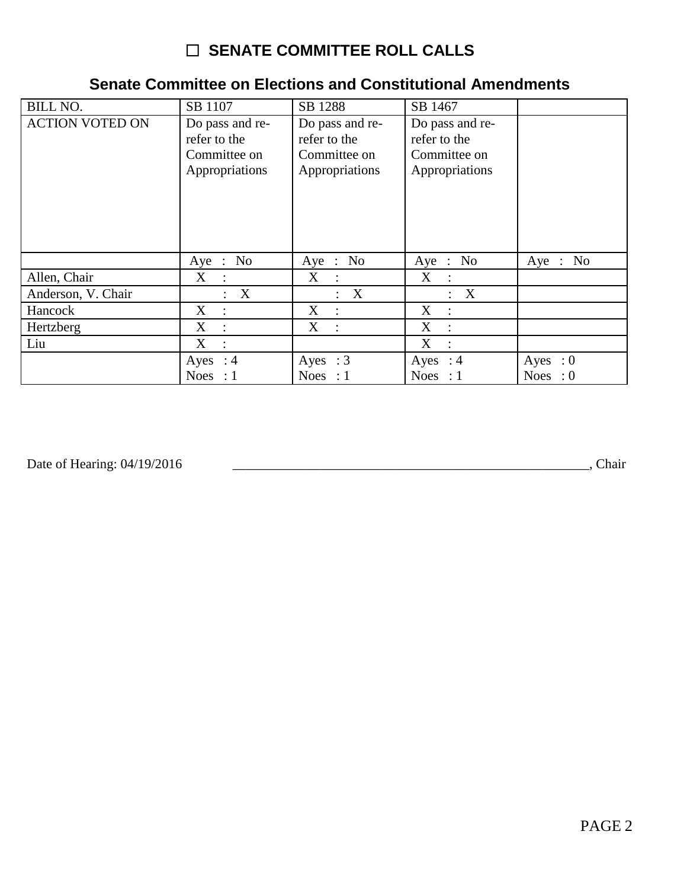# ☐ SENATE COMMITTEE ROLL CALLS

## Senate Committee on Elections and Constitutional Amendments

| BILL NO. | SB 1107 | SB 1288 | SB 1467 | |
|---|---|---|---|---|
| ACTION VOTED ON | Do pass and re-refer to the Committee on Appropriations | Do pass and re-refer to the Committee on Appropriations | Do pass and re-refer to the Committee on Appropriations | |
| | Aye : No | Aye : No | Aye : No | Aye : No |
| Allen, Chair | X : | X : | X : | |
| Anderson, V. Chair | : X | : X | : X | |
| Hancock | X : | X : | X : | |
| Hertzberg | X : | X : | X : | |
| Liu | X : | | X : | |
| | Ayes : 4<br>Noes : 1 | Ayes : 3<br>Noes : 1 | Ayes : 4<br>Noes : 1 | Ayes : 0<br>Noes : 0 |

Date of Hearing: 04/19/2016 ______________________________________________________, Chair